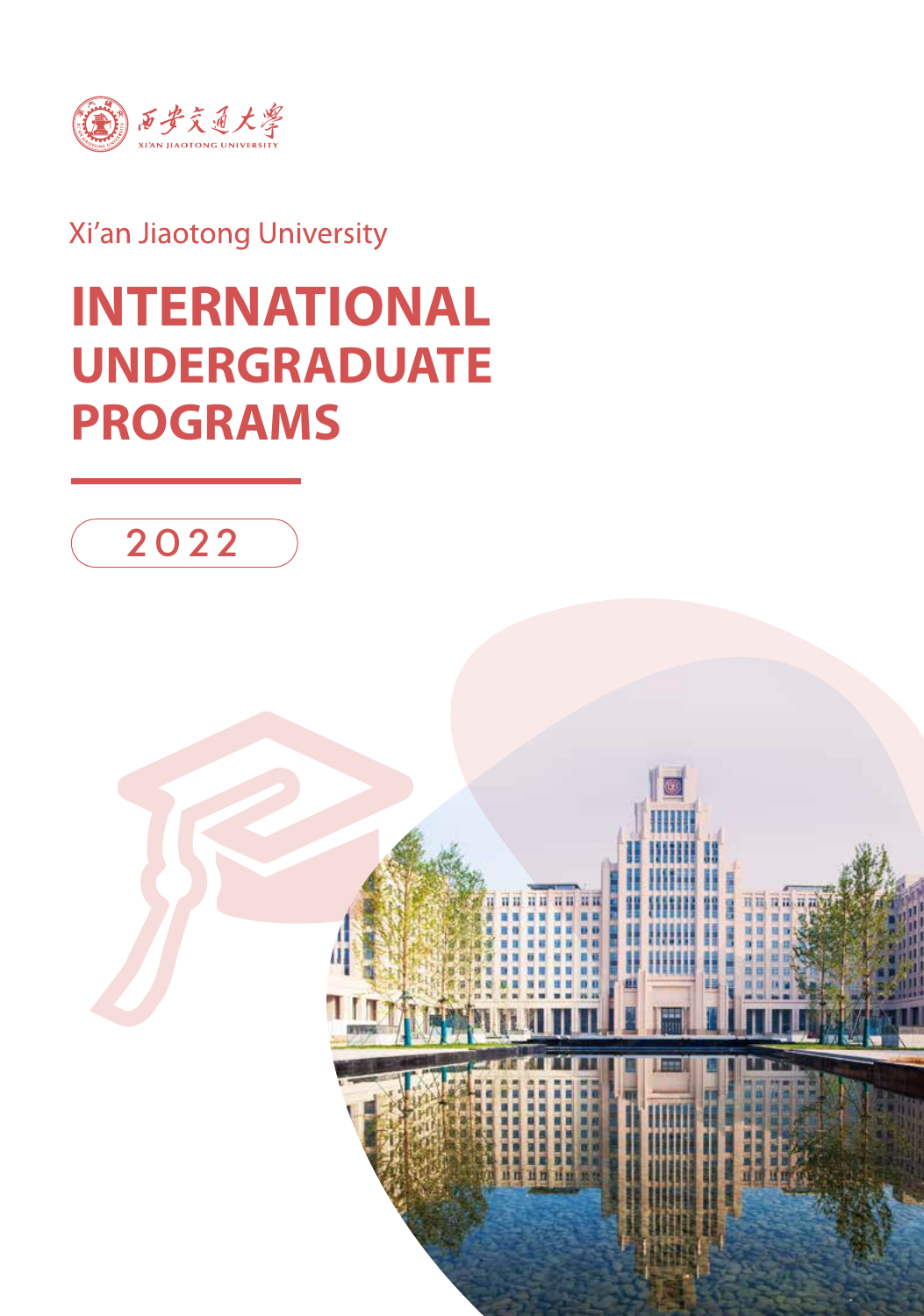西安交通大學

XI'AN JIAOTONG UNIVERSITY

Xi'an Jiaotong University

# INTERNATIONAL UNDERGRADUATE PROGRAMS

2022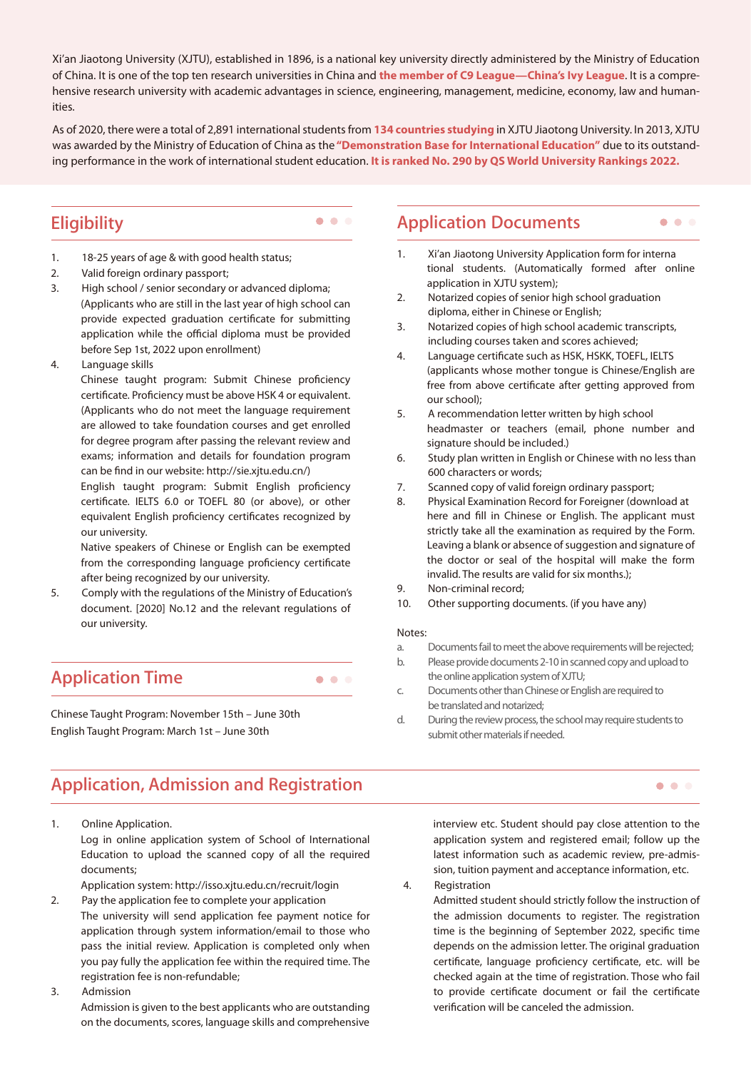Xi'an Jiaotong University (XJTU), established in 1896, is a national key university directly administered by the Ministry of Education of China. It is one of the top ten research universities in China and **the member of C9 League—China's Ivy League**. It is a comprehensive research university with academic advantages in science, engineering, management, medicine, economy, law and humanities.

As of 2020, there were a total of 2,891 international students from **134 countries studying** in XJTU Jiaotong University. In 2013, XJTU was awarded by the Ministry of Education of China as the **"Demonstration Base for International Education"** due to its outstanding performance in the work of international student education. **It is ranked No. 290 by QS World University Rankings 2022.**

## Eligibility

1. 18-25 years of age & with good health status;
2. Valid foreign ordinary passport;
3. High school / senior secondary or advanced diploma; (Applicants who are still in the last year of high school can provide expected graduation certificate for submitting application while the official diploma must be provided before Sep 1st, 2022 upon enrollment)
4. Language skills

   Chinese taught program: Submit Chinese proficiency certificate. Proficiency must be above HSK 4 or equivalent. (Applicants who do not meet the language requirement are allowed to take foundation courses and get enrolled for degree program after passing the relevant review and exams; information and details for foundation program can be find in our website: http://sie.xjtu.edu.cn/)

   English taught program: Submit English proficiency certificate. IELTS 6.0 or TOEFL 80 (or above), or other equivalent English proficiency certificates recognized by our university.

   Native speakers of Chinese or English can be exempted from the corresponding language proficiency certificate after being recognized by our university.
5. Comply with the regulations of the Ministry of Education's document. [2020] No.12 and the relevant regulations of our university.

## Application Time

Chinese Taught Program: November 15th – June 30th
English Taught Program: March 1st – June 30th

## Application Documents

1. Xi'an Jiaotong University Application form for international students. (Automatically formed after online application in XJTU system);
2. Notarized copies of senior high school graduation diploma, either in Chinese or English;
3. Notarized copies of high school academic transcripts, including courses taken and scores achieved;
4. Language certificate such as HSK, HSKK, TOEFL, IELTS (applicants whose mother tongue is Chinese/English are free from above certificate after getting approved from our school);
5. A recommendation letter written by high school headmaster or teachers (email, phone number and signature should be included.)
6. Study plan written in English or Chinese with no less than 600 characters or words;
7. Scanned copy of valid foreign ordinary passport;
8. Physical Examination Record for Foreigner (download at here and fill in Chinese or English. The applicant must strictly take all the examination as required by the Form. Leaving a blank or absence of suggestion and signature of the doctor or seal of the hospital will make the form invalid. The results are valid for six months.);
9. Non-criminal record;
10. Other supporting documents. (if you have any)

Notes:

a. Documents fail to meet the above requirements will be rejected;
b. Please provide documents 2-10 in scanned copy and upload to the online application system of XJTU;
c. Documents other than Chinese or English are required to be translated and notarized;
d. During the review process, the school may require students to submit other materials if needed.

## Application, Admission and Registration

1. Online Application.

   Log in online application system of School of International Education to upload the scanned copy of all the required documents;

   Application system: http://isso.xjtu.edu.cn/recruit/login
2. Pay the application fee to complete your application

   The university will send application fee payment notice for application through system information/email to those who pass the initial review. Application is completed only when you pay fully the application fee within the required time. The registration fee is non-refundable;
3. Admission

   Admission is given to the best applicants who are outstanding on the documents, scores, language skills and comprehensive interview etc. Student should pay close attention to the application system and registered email; follow up the latest information such as academic review, pre-admission, tuition payment and acceptance information, etc.
4. Registration

   Admitted student should strictly follow the instruction of the admission documents to register. The registration time is the beginning of September 2022, specific time depends on the admission letter. The original graduation certificate, language proficiency certificate, etc. will be checked again at the time of registration. Those who fail to provide certificate document or fail the certificate verification will be canceled the admission.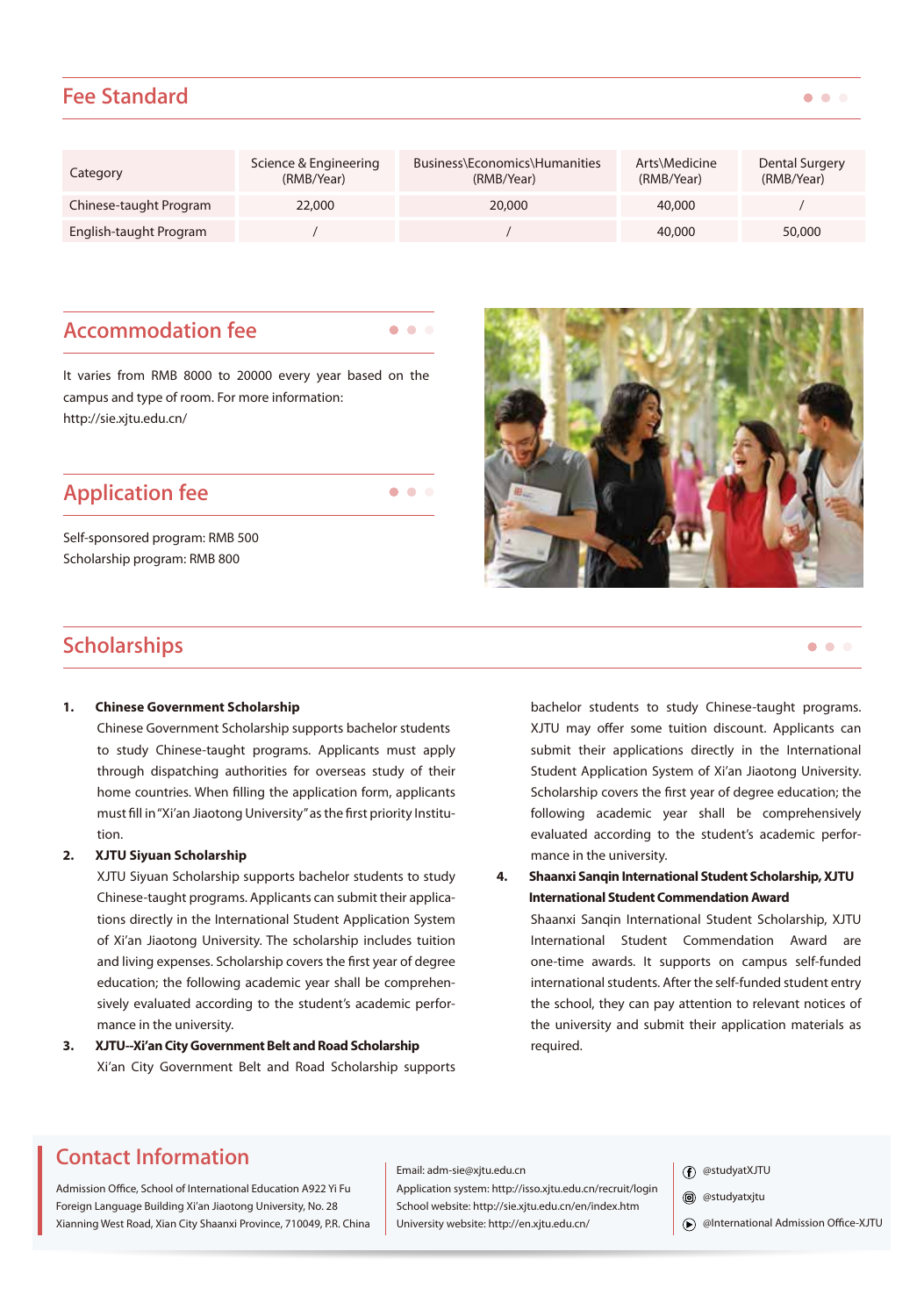## Fee Standard

| Category | Science & Engineering (RMB/Year) | Business\Economics\Humanities (RMB/Year) | Arts\Medicine (RMB/Year) | Dental Surgery (RMB/Year) |
|---|---|---|---|---|
| Chinese-taught Program | 22,000 | 20,000 | 40,000 | / |
| English-taught Program | / | / | 40,000 | 50,000 |

## Accommodation fee

It varies from RMB 8000 to 20000 every year based on the campus and type of room. For more information: http://sie.xjtu.edu.cn/

## Application fee

Self-sponsored program: RMB 500
Scholarship program: RMB 800

## Scholarships

1. **Chinese Government Scholarship**
   Chinese Government Scholarship supports bachelor students to study Chinese-taught programs. Applicants must apply through dispatching authorities for overseas study of their home countries. When filling the application form, applicants must fill in "Xi'an Jiaotong University" as the first priority Institution.
2. **XJTU Siyuan Scholarship**
   XJTU Siyuan Scholarship supports bachelor students to study Chinese-taught programs. Applicants can submit their applications directly in the International Student Application System of Xi'an Jiaotong University. The scholarship includes tuition and living expenses. Scholarship covers the first year of degree education; the following academic year shall be comprehensively evaluated according to the student's academic performance in the university.
3. **XJTU--Xi'an City Government Belt and Road Scholarship**
   Xi'an City Government Belt and Road Scholarship supports bachelor students to study Chinese-taught programs. XJTU may offer some tuition discount. Applicants can submit their applications directly in the International Student Application System of Xi'an Jiaotong University. Scholarship covers the first year of degree education; the following academic year shall be comprehensively evaluated according to the student's academic performance in the university.
4. **Shaanxi Sanqin International Student Scholarship, XJTU International Student Commendation Award**
   Shaanxi Sanqin International Student Scholarship, XJTU International Student Commendation Award are one-time awards. It supports on campus self-funded international students. After the self-funded student entry the school, they can pay attention to relevant notices of the university and submit their application materials as required.

## Contact Information

Admission Office, School of International Education A922 Yi Fu Foreign Language Building Xi'an Jiaotong University, No. 28 Xianning West Road, Xian City Shaanxi Province, 710049, P.R. China

Email: adm-sie@xjtu.edu.cn
Application system: http://isso.xjtu.edu.cn/recruit/login
School website: http://sie.xjtu.edu.cn/en/index.htm
University website: http://en.xjtu.edu.cn/

@studyatXJTU
@studyatxjtu
@International Admission Office-XJTU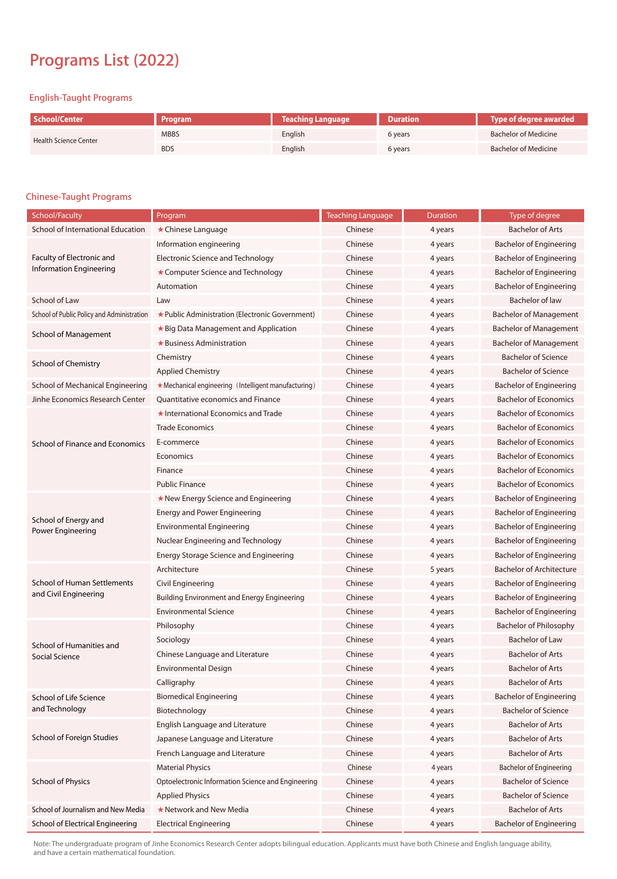# Programs List (2022)

## English-Taught Programs

| School/Center | Program | Teaching Language | Duration | Type of degree awarded |
|---|---|---|---|---|
| Health Science Center | MBBS | English | 6 years | Bachelor of Medicine |
| | BDS | English | 6 years | Bachelor of Medicine |

## Chinese-Taught Programs

| School/Faculty | Program | Teaching Language | Duration | Type of degree |
|---|---|---|---|---|
| School of International Education | ★Chinese Language | Chinese | 4 years | Bachelor of Arts |
| Faculty of Electronic and Information Engineering | Information engineering | Chinese | 4 years | Bachelor of Engineering |
| | Electronic Science and Technology | Chinese | 4 years | Bachelor of Engineering |
| | ★Computer Science and Technology | Chinese | 4 years | Bachelor of Engineering |
| | Automation | Chinese | 4 years | Bachelor of Engineering |
| School of Law | Law | Chinese | 4 years | Bachelor of law |
| School of Public Policy and Administration | ★Public Administration (Electronic Government) | Chinese | 4 years | Bachelor of Management |
| School of Management | ★Big Data Management and Application | Chinese | 4 years | Bachelor of Management |
| | ★Business Administration | Chinese | 4 years | Bachelor of Management |
| School of Chemistry | Chemistry | Chinese | 4 years | Bachelor of Science |
| | Applied Chemistry | Chinese | 4 years | Bachelor of Science |
| School of Mechanical Engineering | ★Mechanical engineering（Intelligent manufacturing） | Chinese | 4 years | Bachelor of Engineering |
| Jinhe Economics Research Center | Quantitative economics and Finance | Chinese | 4 years | Bachelor of Economics |
| School of Finance and Economics | ★International Economics and Trade | Chinese | 4 years | Bachelor of Economics |
| | Trade Economics | Chinese | 4 years | Bachelor of Economics |
| | E-commerce | Chinese | 4 years | Bachelor of Economics |
| | Economics | Chinese | 4 years | Bachelor of Economics |
| | Finance | Chinese | 4 years | Bachelor of Economics |
| | Public Finance | Chinese | 4 years | Bachelor of Economics |
| School of Energy and Power Engineering | ★New Energy Science and Engineering | Chinese | 4 years | Bachelor of Engineering |
| | Energy and Power Engineering | Chinese | 4 years | Bachelor of Engineering |
| | Environmental Engineering | Chinese | 4 years | Bachelor of Engineering |
| | Nuclear Engineering and Technology | Chinese | 4 years | Bachelor of Engineering |
| | Energy Storage Science and Engineering | Chinese | 4 years | Bachelor of Engineering |
| School of Human Settlements and Civil Engineering | Architecture | Chinese | 5 years | Bachelor of Architecture |
| | Civil Engineering | Chinese | 4 years | Bachelor of Engineering |
| | Building Environment and Energy Engineering | Chinese | 4 years | Bachelor of Engineering |
| | Environmental Science | Chinese | 4 years | Bachelor of Engineering |
| School of Humanities and Social Science | Philosophy | Chinese | 4 years | Bachelor of Philosophy |
| | Sociology | Chinese | 4 years | Bachelor of Law |
| | Chinese Language and Literature | Chinese | 4 years | Bachelor of Arts |
| | Environmental Design | Chinese | 4 years | Bachelor of Arts |
| | Calligraphy | Chinese | 4 years | Bachelor of Arts |
| School of Life Science and Technology | Biomedical Engineering | Chinese | 4 years | Bachelor of Engineering |
| | Biotechnology | Chinese | 4 years | Bachelor of Science |
| School of Foreign Studies | English Language and Literature | Chinese | 4 years | Bachelor of Arts |
| | Japanese Language and Literature | Chinese | 4 years | Bachelor of Arts |
| | French Language and Literature | Chinese | 4 years | Bachelor of Arts |
| School of Physics | Material Physics | Chinese | 4 years | Bachelor of Engineering |
| | Optoelectronic Information Science and Engineering | Chinese | 4 years | Bachelor of Science |
| | Applied Physics | Chinese | 4 years | Bachelor of Science |
| School of Journalism and New Media | ★Network and New Media | Chinese | 4 years | Bachelor of Arts |
| School of Electrical Engineering | Electrical Engineering | Chinese | 4 years | Bachelor of Engineering |

Note: The undergraduate program of Jinhe Economics Research Center adopts bilingual education. Applicants must have both Chinese and English language ability, and have a certain mathematical foundation.